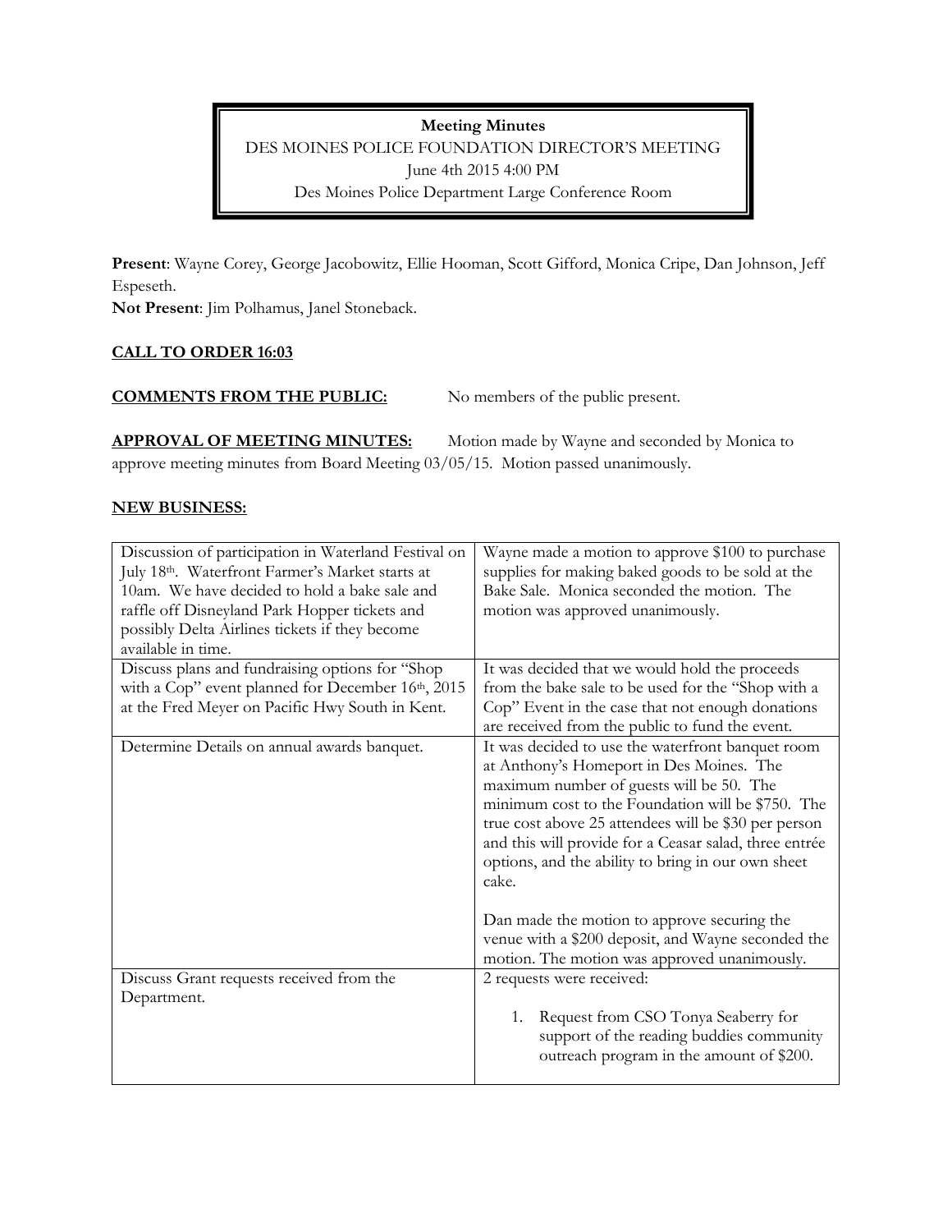**Meeting Minutes**
DES MOINES POLICE FOUNDATION DIRECTOR'S MEETING
June 4th 2015 4:00 PM
Des Moines Police Department Large Conference Room

**Present**: Wayne Corey, George Jacobowitz, Ellie Hooman, Scott Gifford, Monica Cripe, Dan Johnson, Jeff Espeseth.
**Not Present**: Jim Polhamus, Janel Stoneback.

**CALL TO ORDER 16:03**

**COMMENTS FROM THE PUBLIC:** No members of the public present.

**APPROVAL OF MEETING MINUTES:** Motion made by Wayne and seconded by Monica to approve meeting minutes from Board Meeting 03/05/15. Motion passed unanimously.

**NEW BUSINESS:**

| | |
|---|---|
| Discussion of participation in Waterland Festival on July 18th. Waterfront Farmer's Market starts at 10am. We have decided to hold a bake sale and raffle off Disneyland Park Hopper tickets and possibly Delta Airlines tickets if they become available in time. | Wayne made a motion to approve $100 to purchase supplies for making baked goods to be sold at the Bake Sale. Monica seconded the motion. The motion was approved unanimously. |
| Discuss plans and fundraising options for "Shop with a Cop" event planned for December 16th, 2015 at the Fred Meyer on Pacific Hwy South in Kent. | It was decided that we would hold the proceeds from the bake sale to be used for the "Shop with a Cop" Event in the case that not enough donations are received from the public to fund the event. |
| Determine Details on annual awards banquet. | It was decided to use the waterfront banquet room at Anthony's Homeport in Des Moines. The maximum number of guests will be 50. The minimum cost to the Foundation will be $750. The true cost above 25 attendees will be $30 per person and this will provide for a Ceasar salad, three entrée options, and the ability to bring in our own sheet cake.<br><br>Dan made the motion to approve securing the venue with a $200 deposit, and Wayne seconded the motion. The motion was approved unanimously. |
| Discuss Grant requests received from the Department. | 2 requests were received:<br><br>1. Request from CSO Tonya Seaberry for support of the reading buddies community outreach program in the amount of $200. |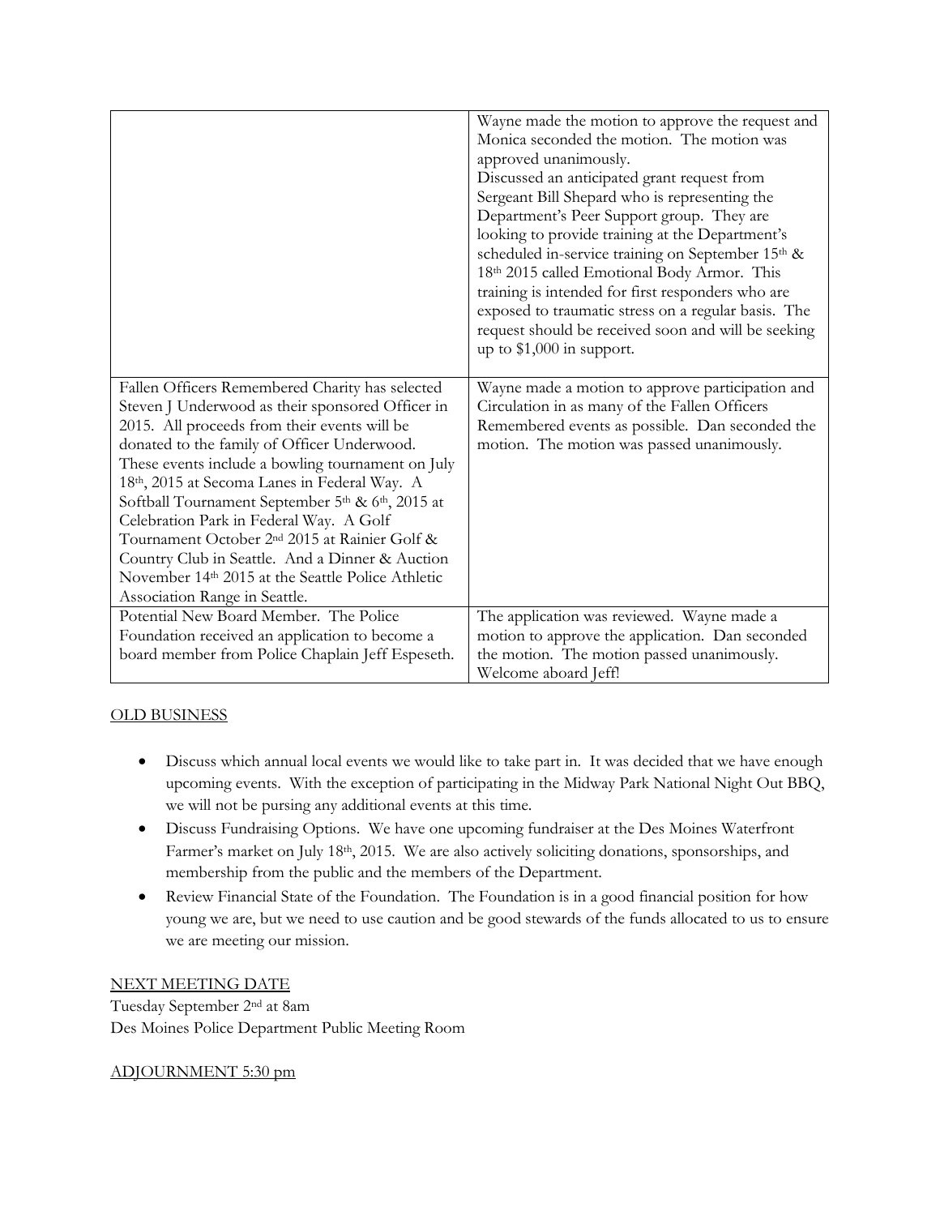| | |
|---|---|
| | Wayne made the motion to approve the request and Monica seconded the motion. The motion was approved unanimously.<br>Discussed an anticipated grant request from Sergeant Bill Shepard who is representing the Department's Peer Support group. They are looking to provide training at the Department's scheduled in-service training on September 15th & 18th 2015 called Emotional Body Armor. This training is intended for first responders who are exposed to traumatic stress on a regular basis. The request should be received soon and will be seeking up to $1,000 in support. |
| Fallen Officers Remembered Charity has selected Steven J Underwood as their sponsored Officer in 2015. All proceeds from their events will be donated to the family of Officer Underwood. These events include a bowling tournament on July 18th, 2015 at Secoma Lanes in Federal Way. A Softball Tournament September 5th & 6th, 2015 at Celebration Park in Federal Way. A Golf Tournament October 2nd 2015 at Rainier Golf & Country Club in Seattle. And a Dinner & Auction November 14th 2015 at the Seattle Police Athletic Association Range in Seattle. | Wayne made a motion to approve participation and Circulation in as many of the Fallen Officers Remembered events as possible. Dan seconded the motion. The motion was passed unanimously. |
| Potential New Board Member. The Police Foundation received an application to become a board member from Police Chaplain Jeff Espeseth. | The application was reviewed. Wayne made a motion to approve the application. Dan seconded the motion. The motion passed unanimously. Welcome aboard Jeff! |

OLD BUSINESS

- Discuss which annual local events we would like to take part in. It was decided that we have enough upcoming events. With the exception of participating in the Midway Park National Night Out BBQ, we will not be pursing any additional events at this time.
- Discuss Fundraising Options. We have one upcoming fundraiser at the Des Moines Waterfront Farmer's market on July 18th, 2015. We are also actively soliciting donations, sponsorships, and membership from the public and the members of the Department.
- Review Financial State of the Foundation. The Foundation is in a good financial position for how young we are, but we need to use caution and be good stewards of the funds allocated to us to ensure we are meeting our mission.

NEXT MEETING DATE

Tuesday September 2nd at 8am
Des Moines Police Department Public Meeting Room

ADJOURNMENT 5:30 pm